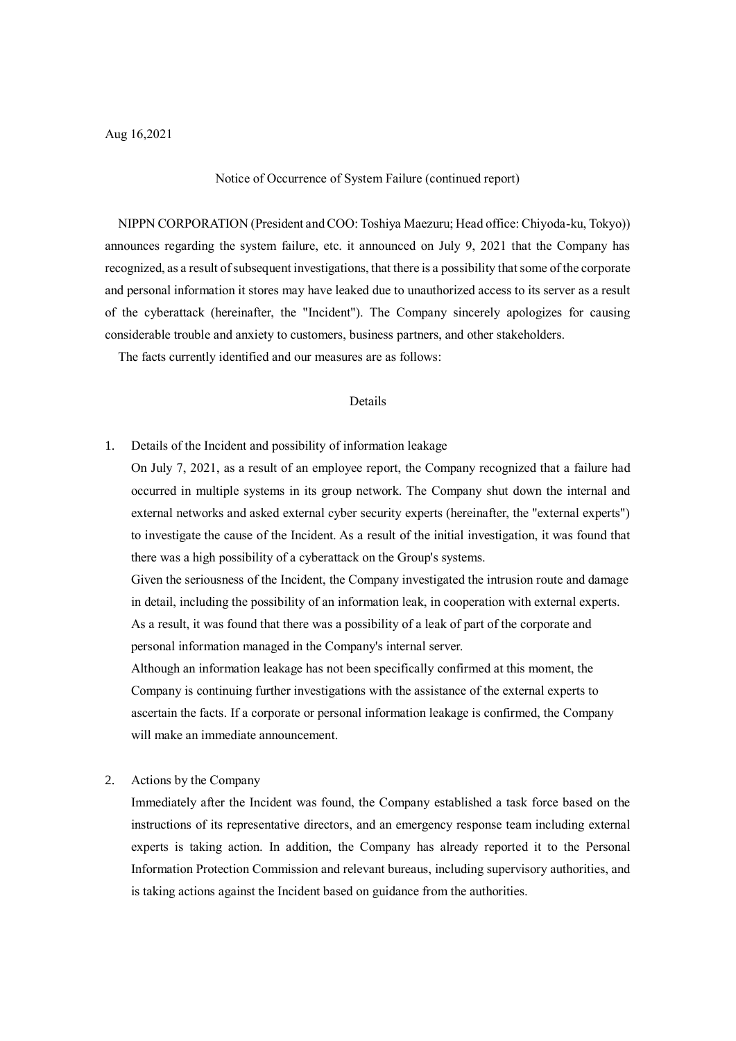Aug 16,2021

# Notice of Occurrence of System Failure (continued report)

NIPPN CORPORATION (President and COO: Toshiya Maezuru; Head office: Chiyoda-ku, Tokyo)) announces regarding the system failure, etc. it announced on July 9, 2021 that the Company has recognized, as a result of subsequent investigations, that there is a possibility that some of the corporate and personal information it stores may have leaked due to unauthorized access to its server as a result of the cyberattack (hereinafter, the "Incident"). The Company sincerely apologizes for causing considerable trouble and anxiety to customers, business partners, and other stakeholders.

The facts currently identified and our measures are as follows:

## Details

1. Details of the Incident and possibility of information leakage

   On July 7, 2021, as a result of an employee report, the Company recognized that a failure had occurred in multiple systems in its group network. The Company shut down the internal and external networks and asked external cyber security experts (hereinafter, the "external experts") to investigate the cause of the Incident. As a result of the initial investigation, it was found that there was a high possibility of a cyberattack on the Group's systems.

   Given the seriousness of the Incident, the Company investigated the intrusion route and damage in detail, including the possibility of an information leak, in cooperation with external experts. As a result, it was found that there was a possibility of a leak of part of the corporate and personal information managed in the Company's internal server.

   Although an information leakage has not been specifically confirmed at this moment, the Company is continuing further investigations with the assistance of the external experts to ascertain the facts. If a corporate or personal information leakage is confirmed, the Company will make an immediate announcement.

2. Actions by the Company

   Immediately after the Incident was found, the Company established a task force based on the instructions of its representative directors, and an emergency response team including external experts is taking action. In addition, the Company has already reported it to the Personal Information Protection Commission and relevant bureaus, including supervisory authorities, and is taking actions against the Incident based on guidance from the authorities.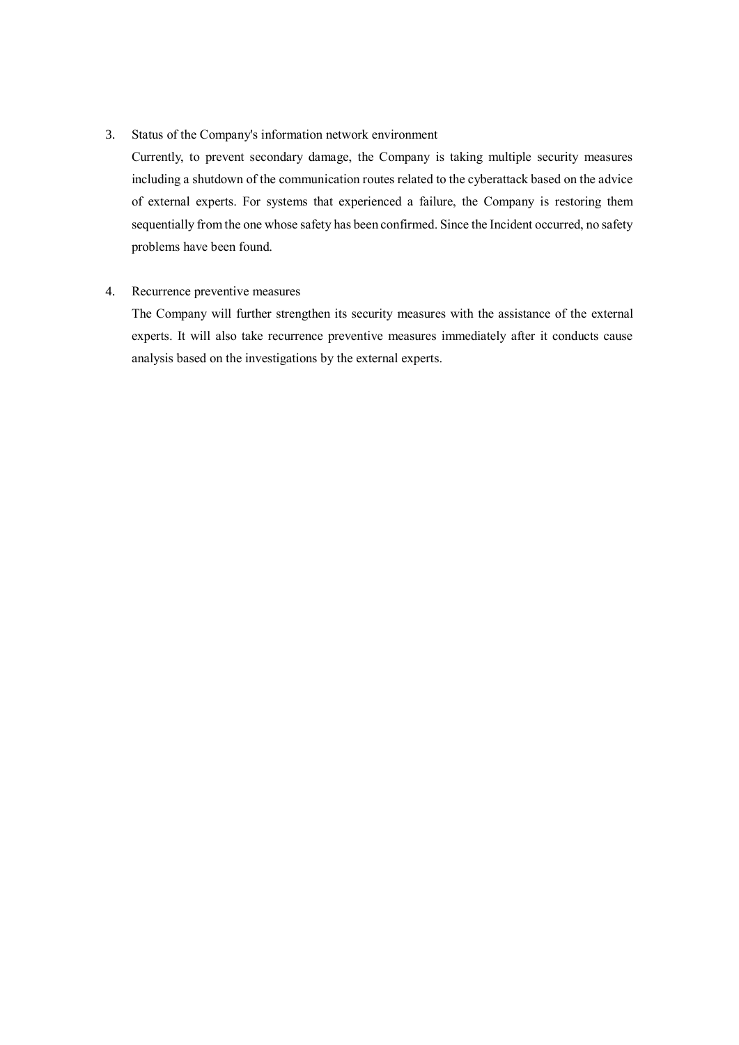3. Status of the Company's information network environment

   Currently, to prevent secondary damage, the Company is taking multiple security measures including a shutdown of the communication routes related to the cyberattack based on the advice of external experts. For systems that experienced a failure, the Company is restoring them sequentially from the one whose safety has been confirmed. Since the Incident occurred, no safety problems have been found.

4. Recurrence preventive measures

   The Company will further strengthen its security measures with the assistance of the external experts. It will also take recurrence preventive measures immediately after it conducts cause analysis based on the investigations by the external experts.